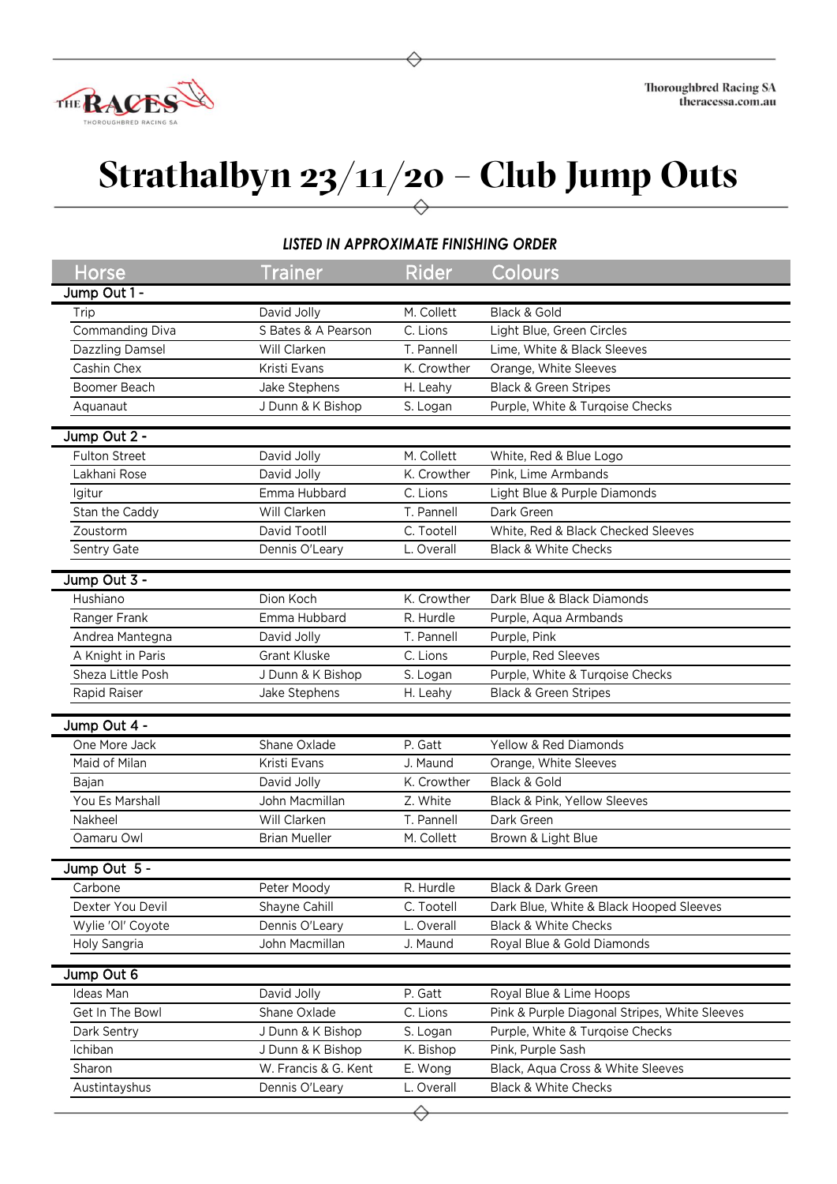# Strathalbyn 23/11/20 – Club Jump Outs

***LISTED IN APPROXIMATE FINISHING ORDER***

| Horse | Trainer | Rider | Colours |
|---|---|---|---|
| **Jump Out 1 -** | | | |
| Trip | David Jolly | M. Collett | Black & Gold |
| Commanding Diva | S Bates & A Pearson | C. Lions | Light Blue, Green Circles |
| Dazzling Damsel | Will Clarken | T. Pannell | Lime, White & Black Sleeves |
| Cashin Chex | Kristi Evans | K. Crowther | Orange, White Sleeves |
| Boomer Beach | Jake Stephens | H. Leahy | Black & Green Stripes |
| Aquanaut | J Dunn & K Bishop | S. Logan | Purple, White & Turqoise Checks |
| **Jump Out 2 -** | | | |
| Fulton Street | David Jolly | M. Collett | White, Red & Blue Logo |
| Lakhani Rose | David Jolly | K. Crowther | Pink, Lime Armbands |
| Igitur | Emma Hubbard | C. Lions | Light Blue & Purple Diamonds |
| Stan the Caddy | Will Clarken | T. Pannell | Dark Green |
| Zoustorm | David Tootll | C. Tootell | White, Red & Black Checked Sleeves |
| Sentry Gate | Dennis O'Leary | L. Overall | Black & White Checks |
| **Jump Out 3 -** | | | |
| Hushiano | Dion Koch | K. Crowther | Dark Blue & Black Diamonds |
| Ranger Frank | Emma Hubbard | R. Hurdle | Purple, Aqua Armbands |
| Andrea Mantegna | David Jolly | T. Pannell | Purple, Pink |
| A Knight in Paris | Grant Kluske | C. Lions | Purple, Red Sleeves |
| Sheza Little Posh | J Dunn & K Bishop | S. Logan | Purple, White & Turqoise Checks |
| Rapid Raiser | Jake Stephens | H. Leahy | Black & Green Stripes |
| **Jump Out 4 -** | | | |
| One More Jack | Shane Oxlade | P. Gatt | Yellow & Red Diamonds |
| Maid of Milan | Kristi Evans | J. Maund | Orange, White Sleeves |
| Bajan | David Jolly | K. Crowther | Black & Gold |
| You Es Marshall | John Macmillan | Z. White | Black & Pink, Yellow Sleeves |
| Nakheel | Will Clarken | T. Pannell | Dark Green |
| Oamaru Owl | Brian Mueller | M. Collett | Brown & Light Blue |
| **Jump Out 5 -** | | | |
| Carbone | Peter Moody | R. Hurdle | Black & Dark Green |
| Dexter You Devil | Shayne Cahill | C. Tootell | Dark Blue, White & Black Hooped Sleeves |
| Wylie 'Ol' Coyote | Dennis O'Leary | L. Overall | Black & White Checks |
| Holy Sangria | John Macmillan | J. Maund | Royal Blue & Gold Diamonds |
| **Jump Out 6** | | | |
| Ideas Man | David Jolly | P. Gatt | Royal Blue & Lime Hoops |
| Get In The Bowl | Shane Oxlade | C. Lions | Pink & Purple Diagonal Stripes, White Sleeves |
| Dark Sentry | J Dunn & K Bishop | S. Logan | Purple, White & Turqoise Checks |
| Ichiban | J Dunn & K Bishop | K. Bishop | Pink, Purple Sash |
| Sharon | W. Francis & G. Kent | E. Wong | Black, Aqua Cross & White Sleeves |
| Austintayshus | Dennis O'Leary | L. Overall | Black & White Checks |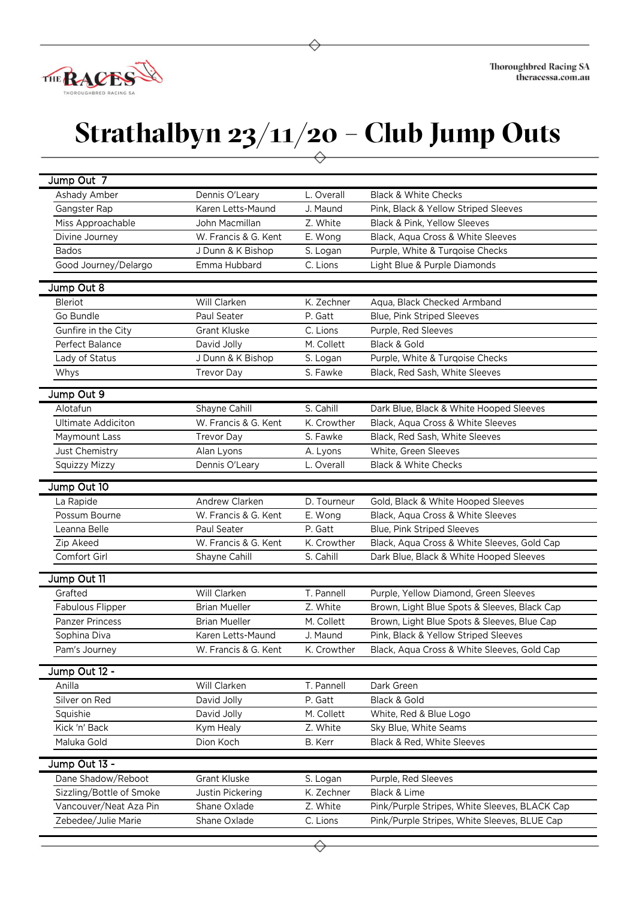# Strathalbyn 23/11/20 – Club Jump Outs

| Jump Out 7 | | | |
|---|---|---|---|
| Ashady Amber | Dennis O'Leary | L. Overall | Black & White Checks |
| Gangster Rap | Karen Letts-Maund | J. Maund | Pink, Black & Yellow Striped Sleeves |
| Miss Approachable | John Macmillan | Z. White | Black & Pink, Yellow Sleeves |
| Divine Journey | W. Francis & G. Kent | E. Wong | Black, Aqua Cross & White Sleeves |
| Bados | J Dunn & K Bishop | S. Logan | Purple, White & Turqoise Checks |
| Good Journey/Delargo | Emma Hubbard | C. Lions | Light Blue & Purple Diamonds |

| Jump Out 8 | | | |
|---|---|---|---|
| Bleriot | Will Clarken | K. Zechner | Aqua, Black Checked Armband |
| Go Bundle | Paul Seater | P. Gatt | Blue, Pink Striped Sleeves |
| Gunfire in the City | Grant Kluske | C. Lions | Purple, Red Sleeves |
| Perfect Balance | David Jolly | M. Collett | Black & Gold |
| Lady of Status | J Dunn & K Bishop | S. Logan | Purple, White & Turqoise Checks |
| Whys | Trevor Day | S. Fawke | Black, Red Sash, White Sleeves |

| Jump Out 9 | | | |
|---|---|---|---|
| Alotafun | Shayne Cahill | S. Cahill | Dark Blue, Black & White Hooped Sleeves |
| Ultimate Addiciton | W. Francis & G. Kent | K. Crowther | Black, Aqua Cross & White Sleeves |
| Maymount Lass | Trevor Day | S. Fawke | Black, Red Sash, White Sleeves |
| Just Chemistry | Alan Lyons | A. Lyons | White, Green Sleeves |
| Squizzy Mizzy | Dennis O'Leary | L. Overall | Black & White Checks |

| Jump Out 10 | | | |
|---|---|---|---|
| La Rapide | Andrew Clarken | D. Tourneur | Gold, Black & White Hooped Sleeves |
| Possum Bourne | W. Francis & G. Kent | E. Wong | Black, Aqua Cross & White Sleeves |
| Leanna Belle | Paul Seater | P. Gatt | Blue, Pink Striped Sleeves |
| Zip Akeed | W. Francis & G. Kent | K. Crowther | Black, Aqua Cross & White Sleeves, Gold Cap |
| Comfort Girl | Shayne Cahill | S. Cahill | Dark Blue, Black & White Hooped Sleeves |

| Jump Out 11 | | | |
|---|---|---|---|
| Grafted | Will Clarken | T. Pannell | Purple, Yellow Diamond, Green Sleeves |
| Fabulous Flipper | Brian Mueller | Z. White | Brown, Light Blue Spots & Sleeves, Black Cap |
| Panzer Princess | Brian Mueller | M. Collett | Brown, Light Blue Spots & Sleeves, Blue Cap |
| Sophina Diva | Karen Letts-Maund | J. Maund | Pink, Black & Yellow Striped Sleeves |
| Pam's Journey | W. Francis & G. Kent | K. Crowther | Black, Aqua Cross & White Sleeves, Gold Cap |

| Jump Out 12 - | | | |
|---|---|---|---|
| Anilla | Will Clarken | T. Pannell | Dark Green |
| Silver on Red | David Jolly | P. Gatt | Black & Gold |
| Squishie | David Jolly | M. Collett | White, Red & Blue Logo |
| Kick 'n' Back | Kym Healy | Z. White | Sky Blue, White Seams |
| Maluka Gold | Dion Koch | B. Kerr | Black & Red, White Sleeves |

| Jump Out 13 - | | | |
|---|---|---|---|
| Dane Shadow/Reboot | Grant Kluske | S. Logan | Purple, Red Sleeves |
| Sizzling/Bottle of Smoke | Justin Pickering | K. Zechner | Black & Lime |
| Vancouver/Neat Aza Pin | Shane Oxlade | Z. White | Pink/Purple Stripes, White Sleeves, BLACK Cap |
| Zebedee/Julie Marie | Shane Oxlade | C. Lions | Pink/Purple Stripes, White Sleeves, BLUE Cap |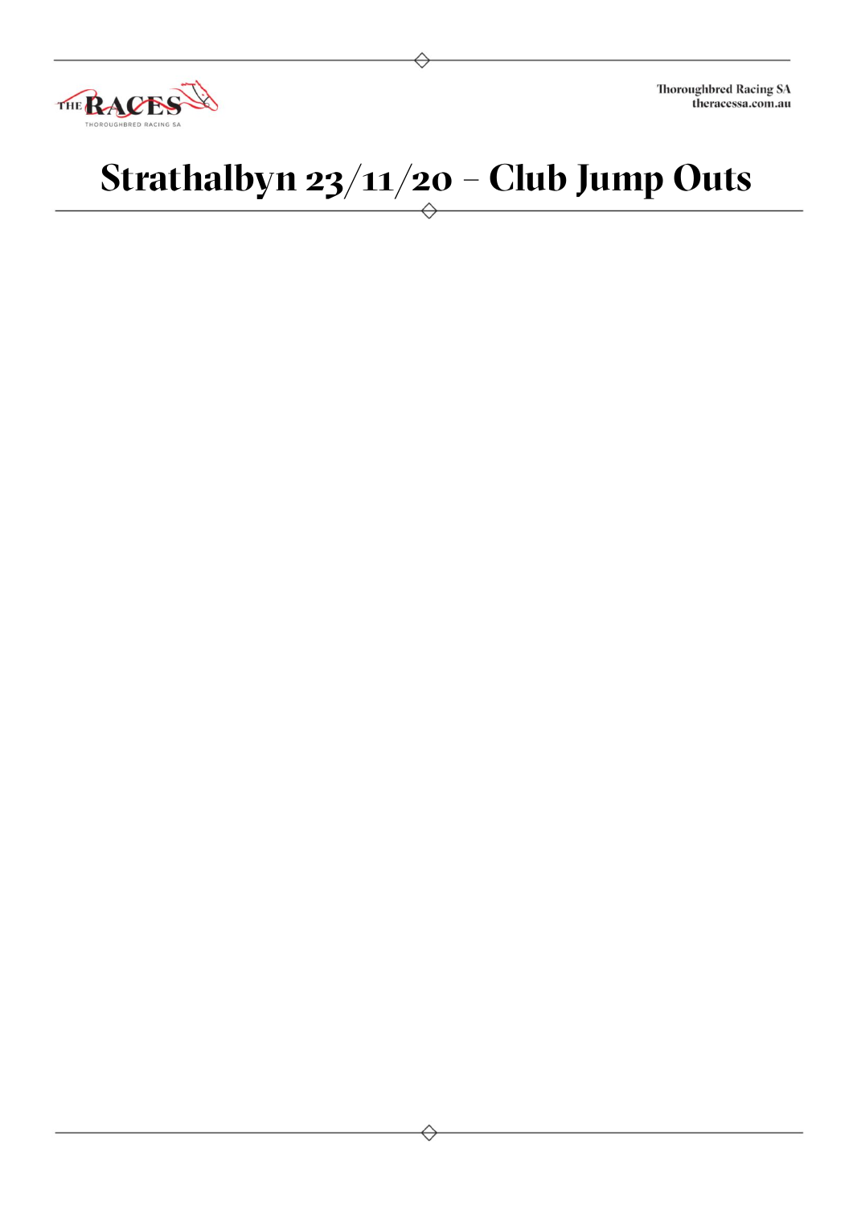# Strathalbyn 23/11/20 – Club Jump Outs